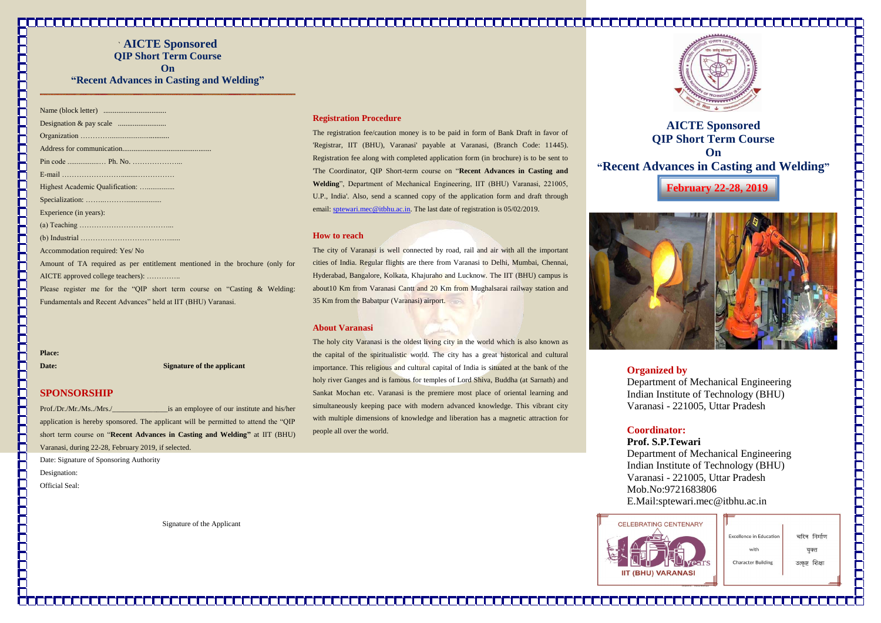# AICTE Sponsored
## QIP Short Term Course
## On
## "Recent Advances in Casting and Welding"

Name (block letter) ..................................

Designation & pay scale ..........................

Organization …………...............................

Address for communication...............................................

Pin code ..................… Ph. No. ………………...

E-mail ……………………........……………

Highest Academic Qualification: …..............

Specialization: ……..………...................

Experience (in years):

(a) Teaching ………………………………...

(b) Industrial …………………………….......

Accommodation required: Yes/ No

Amount of TA required as per entitlement mentioned in the brochure (only for AICTE approved college teachers): ………….

Please register me for the "QIP short term course on "Casting & Welding: Fundamentals and Recent Advances" held at IIT (BHU) Varanasi.

**Place:**

**Date:** **Signature of the applicant**

## SPONSORSHIP

Prof./Dr./Mr./Ms../Mrs./_______________is an employee of our institute and his/her application is hereby sponsored. The applicant will be permitted to attend the "QIP short term course on "**Recent Advances in Casting and Welding"** at IIT (BHU) Varanasi, during 22-28, February 2019, if selected.

Date: Signature of Sponsoring Authority

Designation:

Official Seal:

Signature of the Applicant

## Registration Procedure

The registration fee/caution money is to be paid in form of Bank Draft in favor of 'Registrar, IIT (BHU), Varanasi' payable at Varanasi, (Branch Code: 11445). Registration fee along with completed application form (in brochure) is to be sent to 'The Coordinator, QIP Short-term course on "**Recent Advances in Casting and Welding**", Department of Mechanical Engineering, IIT (BHU) Varanasi, 221005, U.P., India'. Also, send a scanned copy of the application form and draft through email: sptewari.mec@itbhu.ac.in. The last date of registration is 05/02/2019.

## How to reach

The city of Varanasi is well connected by road, rail and air with all the important cities of India. Regular flights are there from Varanasi to Delhi, Mumbai, Chennai, Hyderabad, Bangalore, Kolkata, Khajuraho and Lucknow. The IIT (BHU) campus is about10 Km from Varanasi Cantt and 20 Km from Mughalsarai railway station and 35 Km from the Babatpur (Varanasi) airport.

## About Varanasi

The holy city Varanasi is the oldest living city in the world which is also known as the capital of the spiritualistic world. The city has a great historical and cultural importance. This religious and cultural capital of India is situated at the bank of the holy river Ganges and is famous for temples of Lord Shiva, Buddha (at Sarnath) and Sankat Mochan etc. Varanasi is the premiere most place of oriental learning and simultaneously keeping pace with modern advanced knowledge. This vibrant city with multiple dimensions of knowledge and liberation has a magnetic attraction for people all over the world.

# AICTE Sponsored
## QIP Short Term Course
## On
## "Recent Advances in Casting and Welding"

**February 22-28, 2019**

## Organized by

Department of Mechanical Engineering
Indian Institute of Technology (BHU)
Varanasi - 221005, Uttar Pradesh

## Coordinator:

**Prof. S.P.Tewari**
Department of Mechanical Engineering
Indian Institute of Technology (BHU)
Varanasi - 221005, Uttar Pradesh
Mob.No:9721683806
E.Mail:sptewari.mec@itbhu.ac.in

CELEBRATING CENTENARY 100 years IIT (BHU) VARANASI

Excellence in Education with Character Building

चरित्र निर्माण युक्त उत्कृष्ट शिक्षा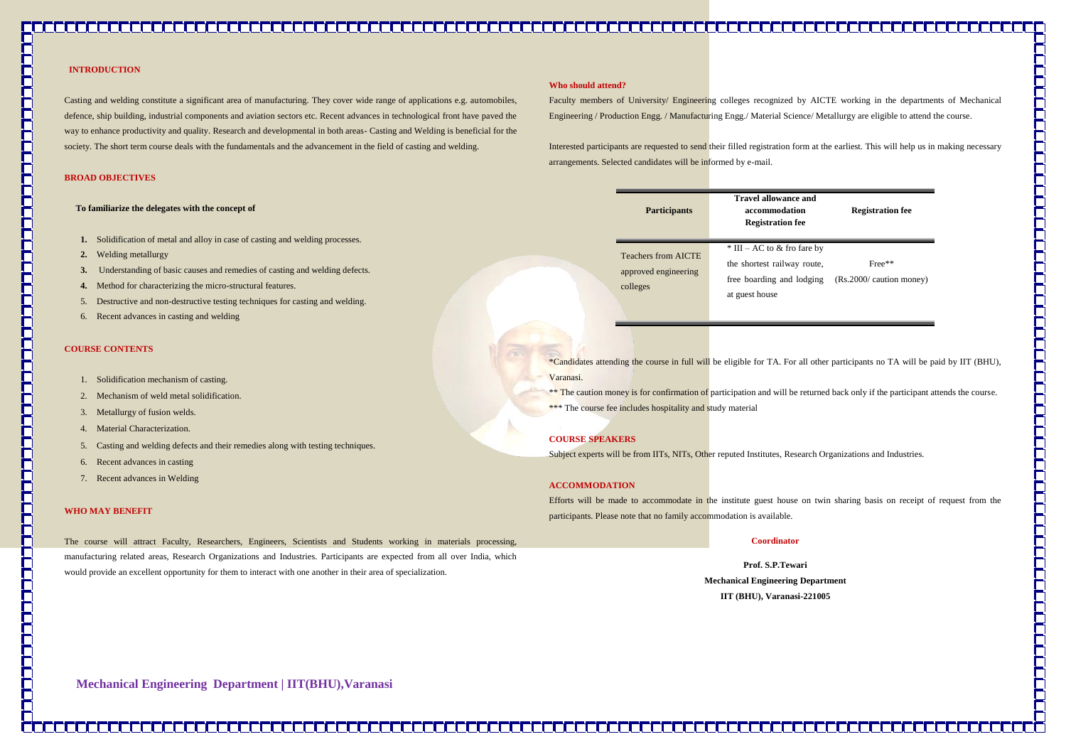## INTRODUCTION

Casting and welding constitute a significant area of manufacturing. They cover wide range of applications e.g. automobiles, defence, ship building, industrial components and aviation sectors etc. Recent advances in technological front have paved the way to enhance productivity and quality. Research and developmental in both areas- Casting and Welding is beneficial for the society. The short term course deals with the fundamentals and the advancement in the field of casting and welding.

## BROAD OBJECTIVES

**To familiarize the delegates with the concept of**

1. Solidification of metal and alloy in case of casting and welding processes.
2. Welding metallurgy
3. Understanding of basic causes and remedies of casting and welding defects.
4. Method for characterizing the micro-structural features.
5. Destructive and non-destructive testing techniques for casting and welding.
6. Recent advances in casting and welding

## COURSE CONTENTS

1. Solidification mechanism of casting.
2. Mechanism of weld metal solidification.
3. Metallurgy of fusion welds.
4. Material Characterization.
5. Casting and welding defects and their remedies along with testing techniques.
6. Recent advances in casting
7. Recent advances in Welding

## WHO MAY BENEFIT

The course will attract Faculty, Researchers, Engineers, Scientists and Students working in materials processing, manufacturing related areas, Research Organizations and Industries. Participants are expected from all over India, which would provide an excellent opportunity for them to interact with one another in their area of specialization.

## Who should attend?

Faculty members of University/ Engineering colleges recognized by AICTE working in the departments of Mechanical Engineering / Production Engg. / Manufacturing Engg./ Material Science/ Metallurgy are eligible to attend the course.

Interested participants are requested to send their filled registration form at the earliest. This will help us in making necessary arrangements. Selected candidates will be informed by e-mail.

| Participants | Travel allowance and accommodation Registration fee | Registration fee |
|---|---|---|
| Teachers from AICTE approved engineering colleges | * III – AC to & fro fare by the shortest railway route, free boarding and lodging at guest house | Free** (Rs.2000/ caution money) |

*Candidates attending the course in full will be eligible for TA. For all other participants no TA will be paid by IIT (BHU), Varanasi.

** The caution money is for confirmation of participation and will be returned back only if the participant attends the course.

*** The course fee includes hospitality and study material

## COURSE SPEAKERS

Subject experts will be from IITs, NITs, Other reputed Institutes, Research Organizations and Industries.

## ACCOMMODATION

Efforts will be made to accommodate in the institute guest house on twin sharing basis on receipt of request from the participants. Please note that no family accommodation is available.

**Coordinator**

**Prof. S.P.Tewari**
**Mechanical Engineering Department**
**IIT (BHU), Varanasi-221005**

**Mechanical Engineering Department | IIT(BHU),Varanasi**